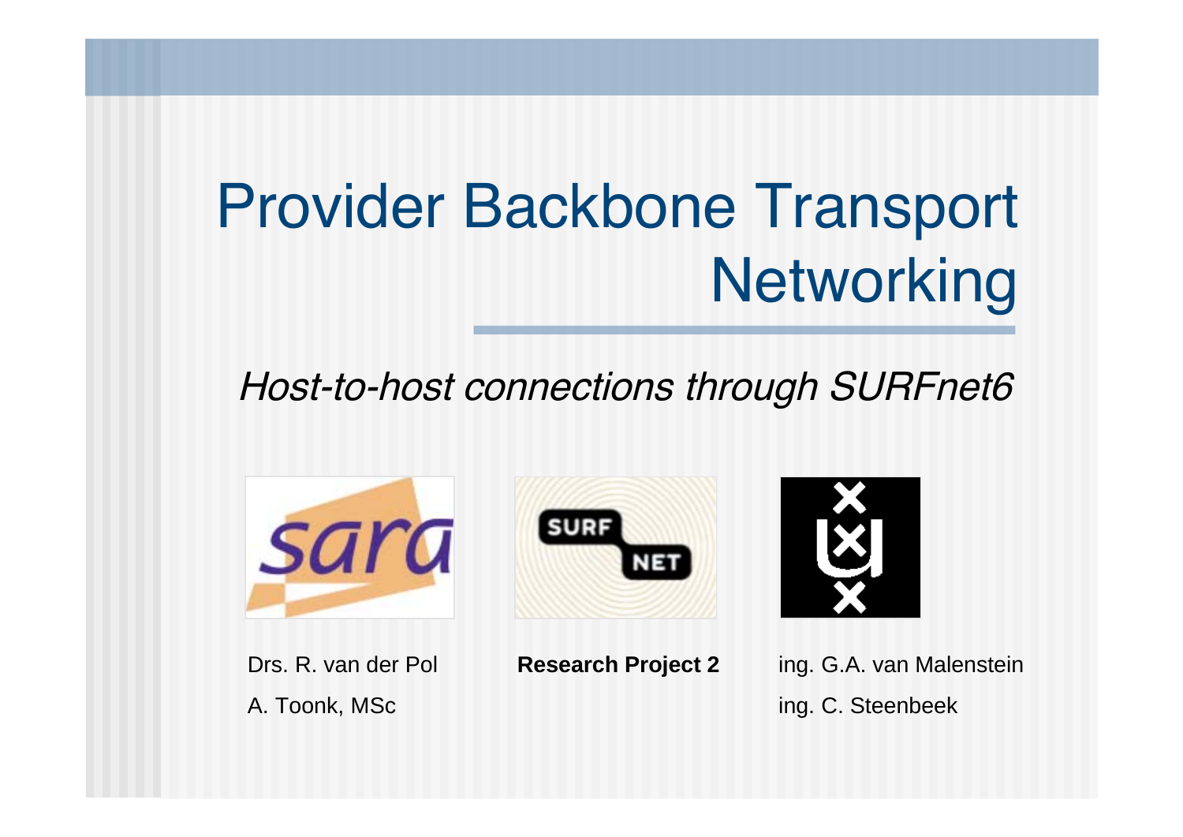# Provider Backbone Transport Networking

*Host-to-host connections through SURFnet6*

Drs. R. van der Pol

A. Toonk, MSc

**Research Project 2**

ing. G.A. van Malenstein

ing. C. Steenbeek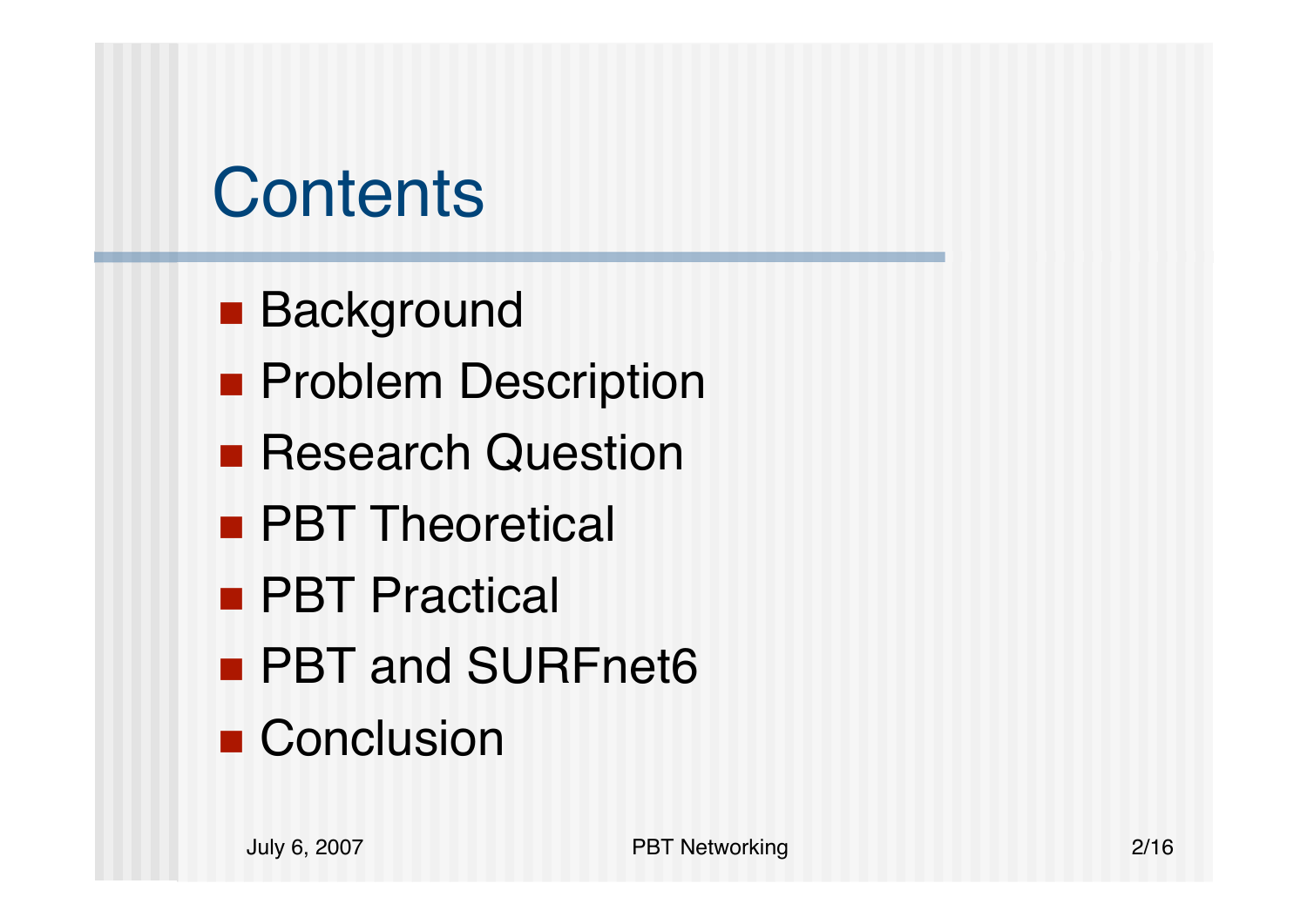# Contents

- Background
- Problem Description
- Research Question
- PBT Theoretical
- PBT Practical
- PBT and SURFnet6
- Conclusion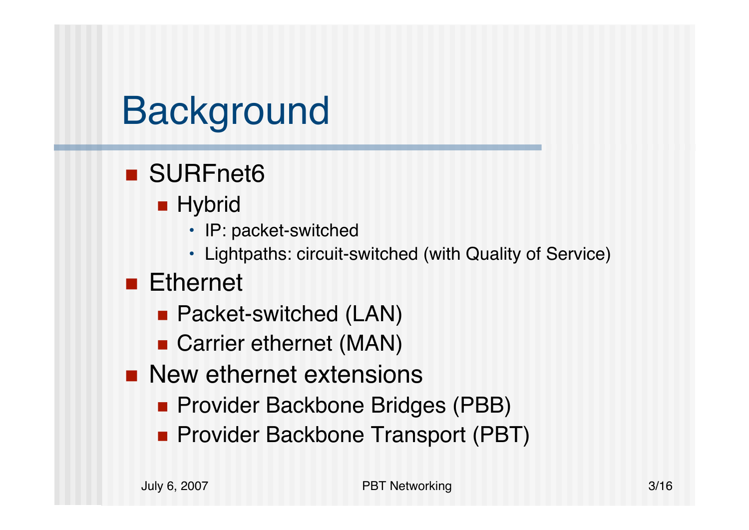# Background

- SURFnet6
  - Hybrid
    - IP: packet-switched
    - Lightpaths: circuit-switched (with Quality of Service)
- Ethernet
  - Packet-switched (LAN)
  - Carrier ethernet (MAN)
- New ethernet extensions
  - Provider Backbone Bridges (PBB)
  - Provider Backbone Transport (PBT)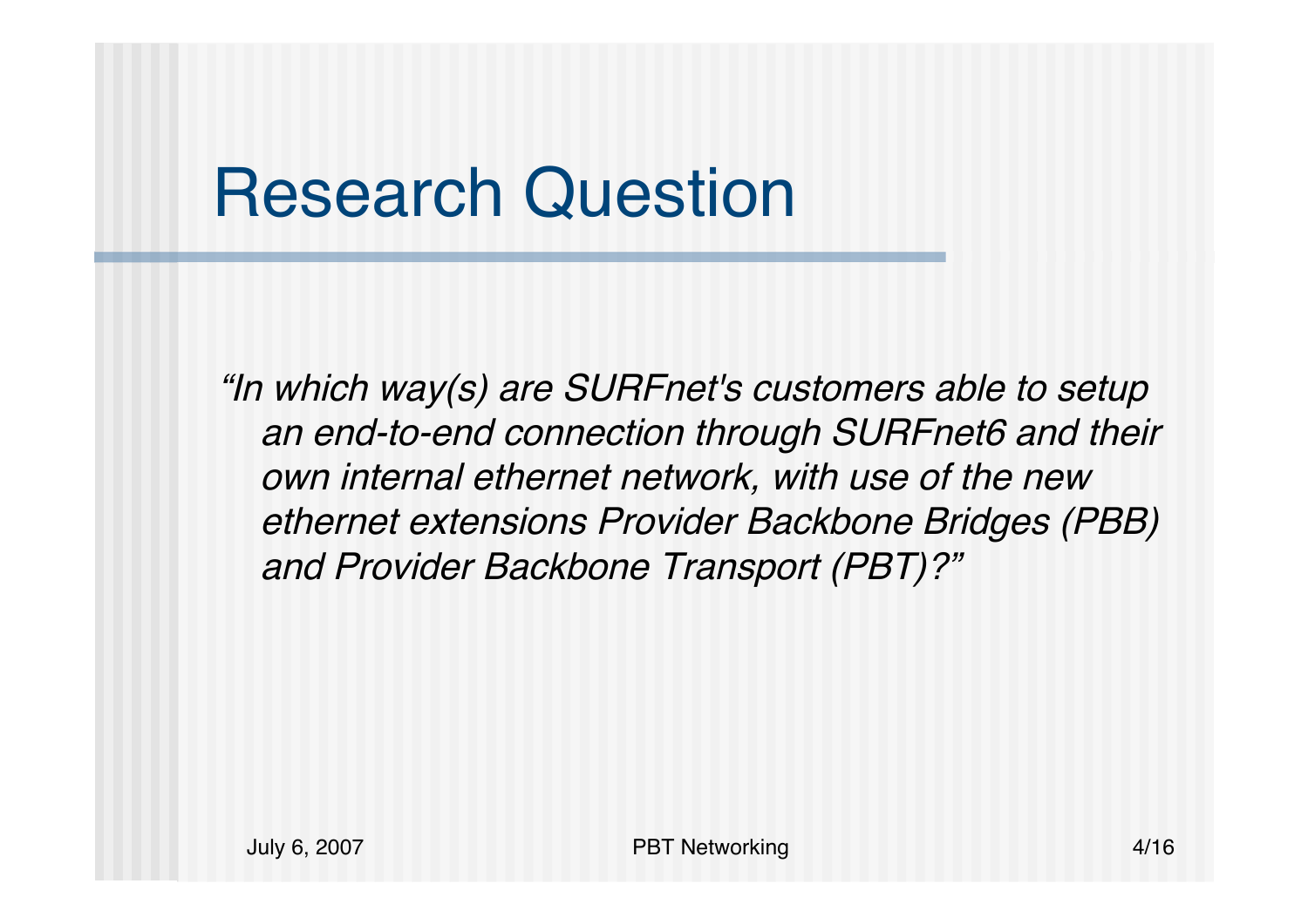# Research Question

*"In which way(s) are SURFnet's customers able to setup an end-to-end connection through SURFnet6 and their own internal ethernet network, with use of the new ethernet extensions Provider Backbone Bridges (PBB) and Provider Backbone Transport (PBT)?"*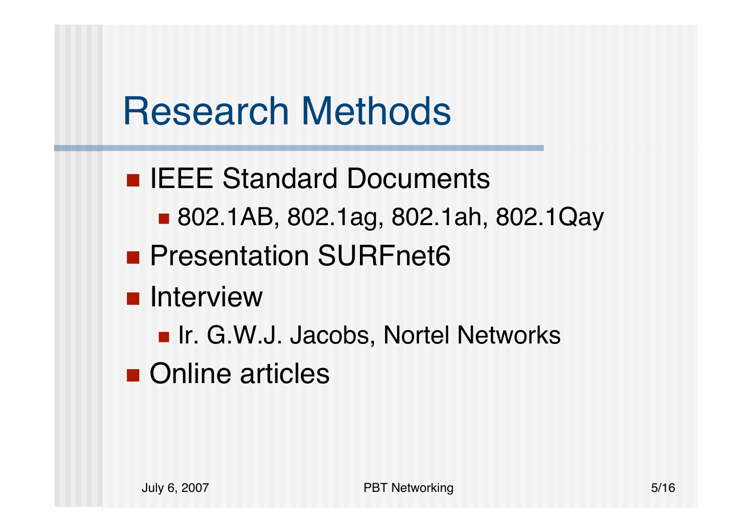# Research Methods

- IEEE Standard Documents
  - 802.1AB, 802.1ag, 802.1ah, 802.1Qay
- Presentation SURFnet6
- Interview
  - Ir. G.W.J. Jacobs, Nortel Networks
- Online articles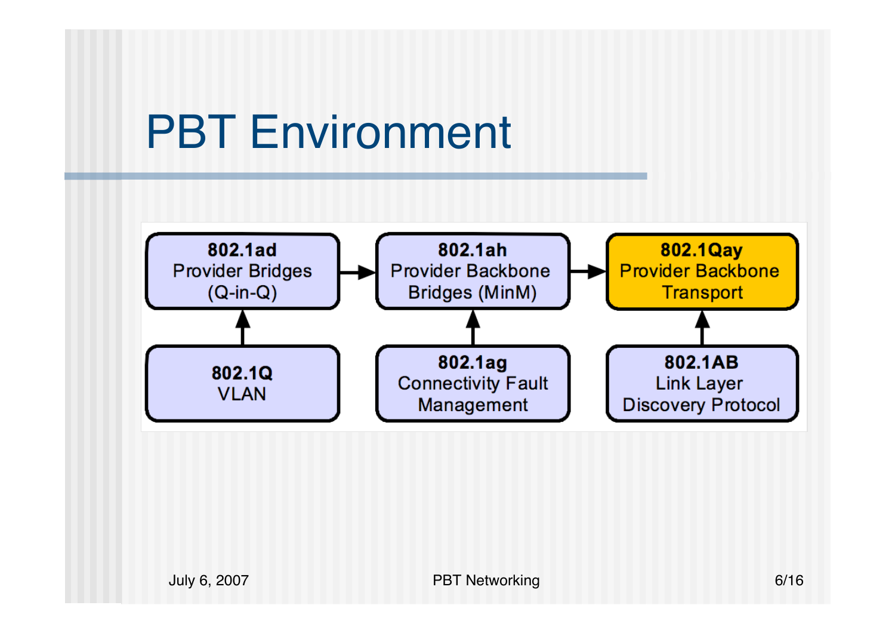# PBT Environment

**802.1ad**
Provider Bridges
(Q-in-Q)

**802.1ah**
Provider Backbone
Bridges (MinM)

**802.1Qay**
Provider Backbone
Transport

**802.1Q**
VLAN

**802.1ag**
Connectivity Fault
Management

**802.1AB**
Link Layer
Discovery Protocol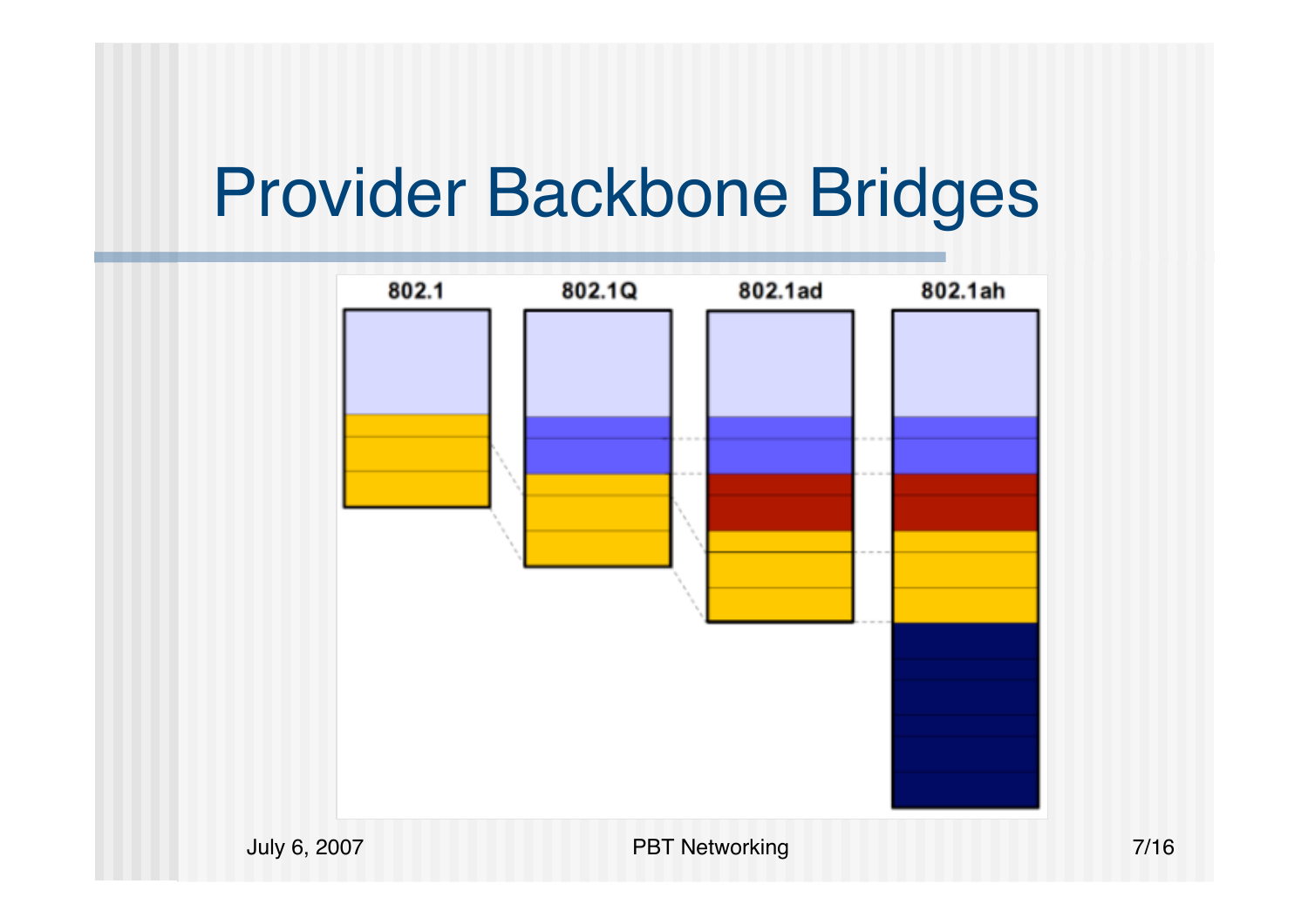# Provider Backbone Bridges

802.1 | 802.1Q | 802.1ad | 802.1ah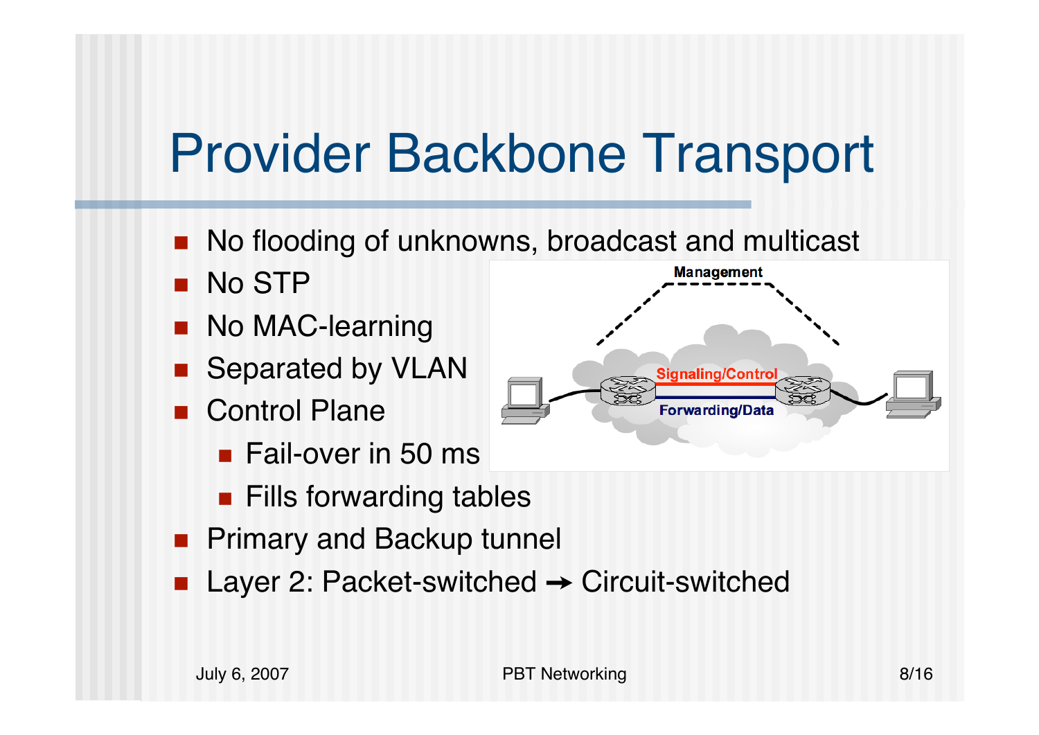# Provider Backbone Transport

- No flooding of unknowns, broadcast and multicast
- No STP
- No MAC-learning
- Separated by VLAN
- Control Plane
  - Fail-over in 50 ms
  - Fills forwarding tables
- Primary and Backup tunnel
- Layer 2: Packet-switched ➔ Circuit-switched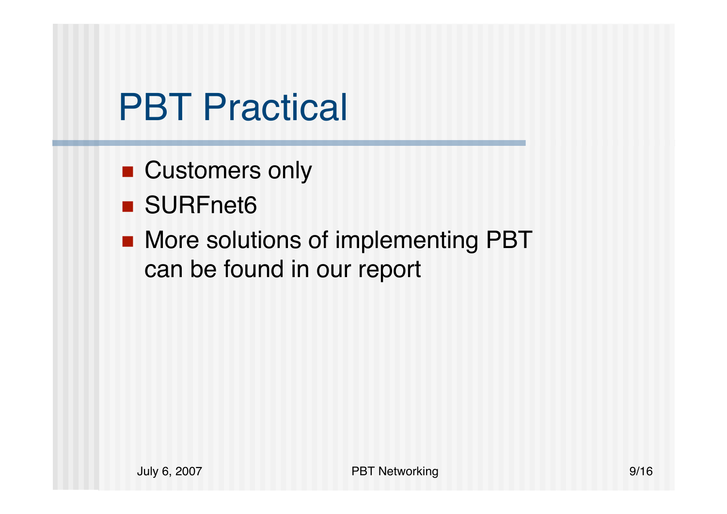# PBT Practical

- Customers only
- SURFnet6
- More solutions of implementing PBT can be found in our report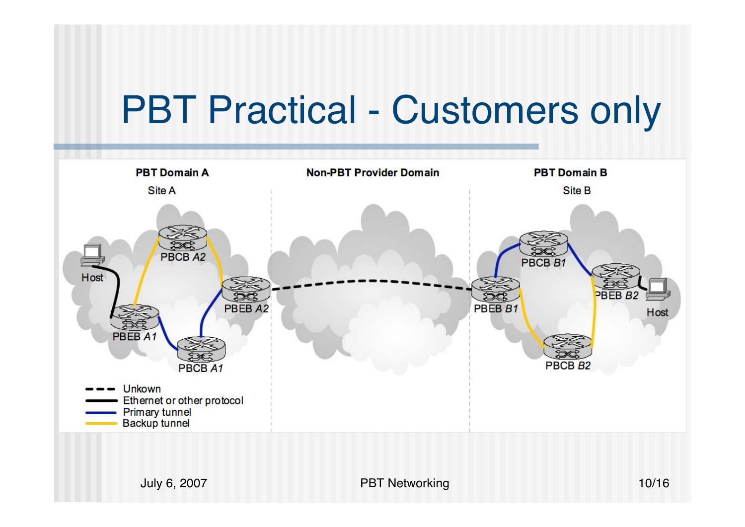# PBT Practical - Customers only

**PBT Domain A** — Site A

**Non-PBT Provider Domain**

**PBT Domain B** — Site B

Host, PBCB A2, PBEB A2, PBEB A1, PBCB A1

PBCB B1, PBEB B1, PBEB B2, Host, PBCB B2

- Unkown
- Ethernet or other protocol
- Primary tunnel
- Backup tunnel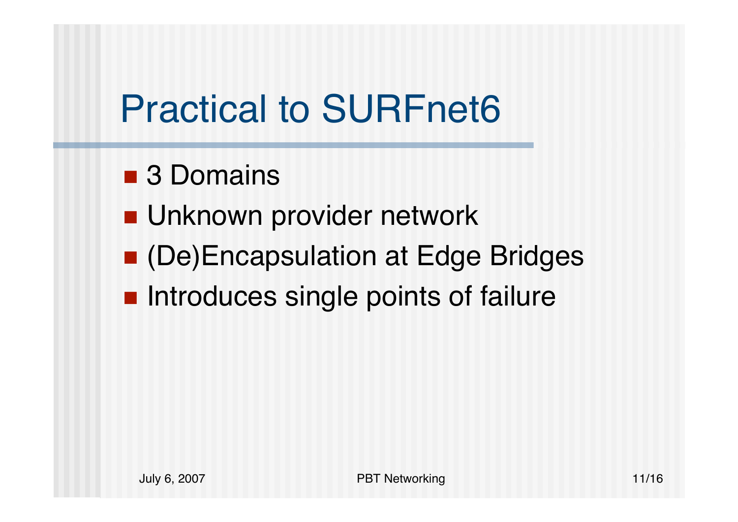# Practical to SURFnet6

- 3 Domains
- Unknown provider network
- (De)Encapsulation at Edge Bridges
- Introduces single points of failure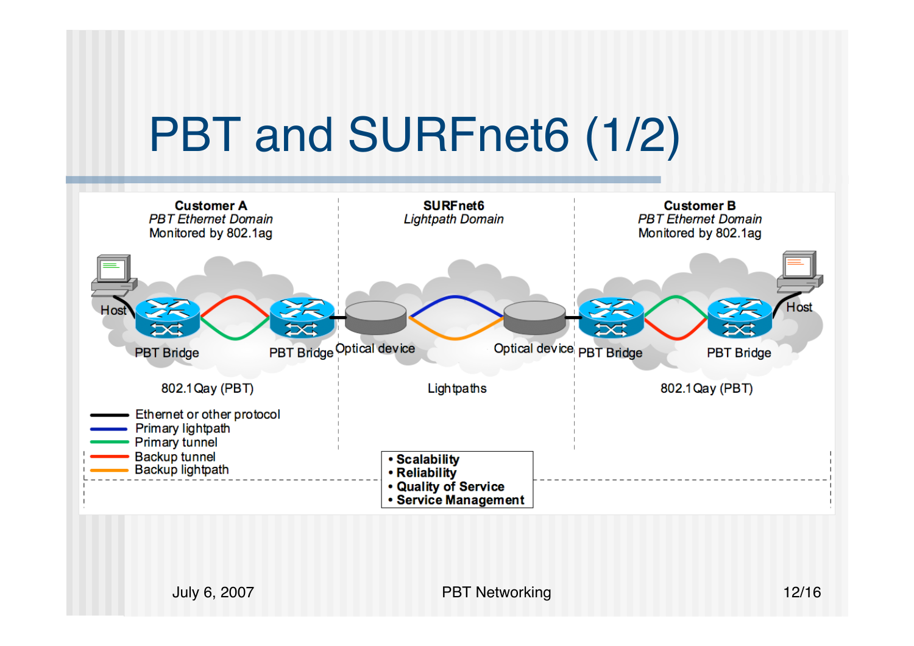# PBT and SURFnet6 (1/2)

**Customer A**
*PBT Ethernet Domain*
Monitored by 802.1ag

**SURFnet6**
*Lightpath Domain*

**Customer B**
*PBT Ethernet Domain*
Monitored by 802.1ag

Host — PBT Bridge — PBT Bridge — Optical device — Optical device — PBT Bridge — PBT Bridge — Host

802.1Qay (PBT) | Lightpaths | 802.1Qay (PBT)

- Ethernet or other protocol
- Primary lightpath
- Primary tunnel
- Backup tunnel
- Backup lightpath

- **Scalability**
- **Reliability**
- **Quality of Service**
- **Service Management**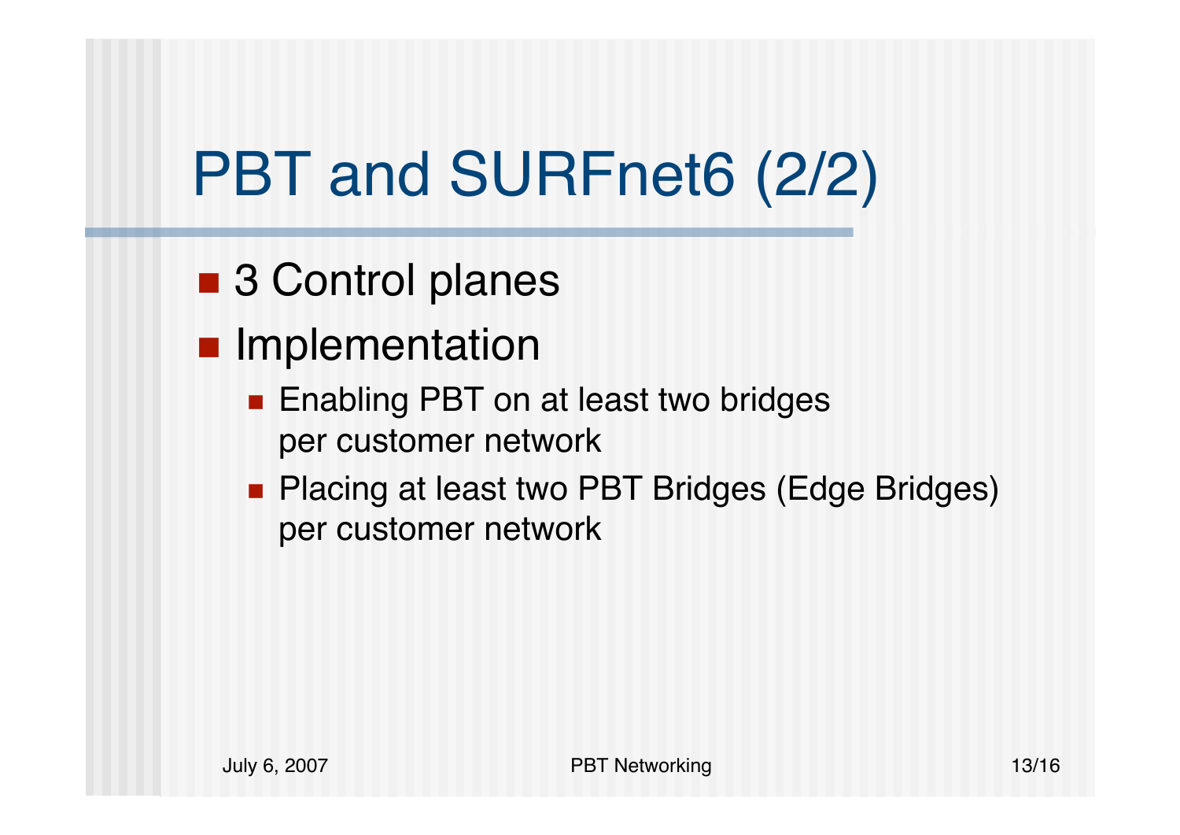# PBT and SURFnet6 (2/2)

- 3 Control planes
- Implementation
  - Enabling PBT on at least two bridges per customer network
  - Placing at least two PBT Bridges (Edge Bridges) per customer network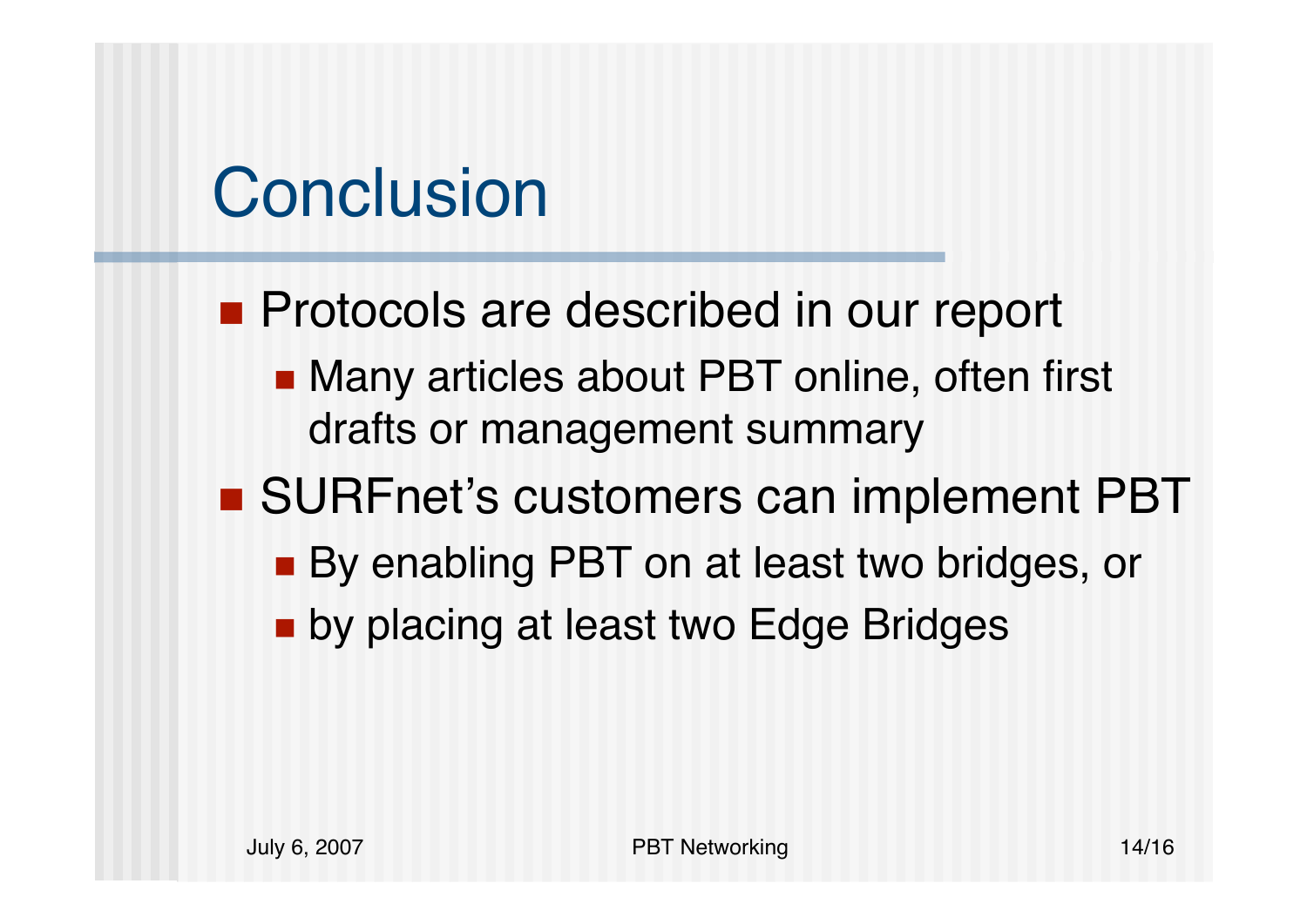# Conclusion

- Protocols are described in our report
  - Many articles about PBT online, often first drafts or management summary
- SURFnet’s customers can implement PBT
  - By enabling PBT on at least two bridges, or
  - by placing at least two Edge Bridges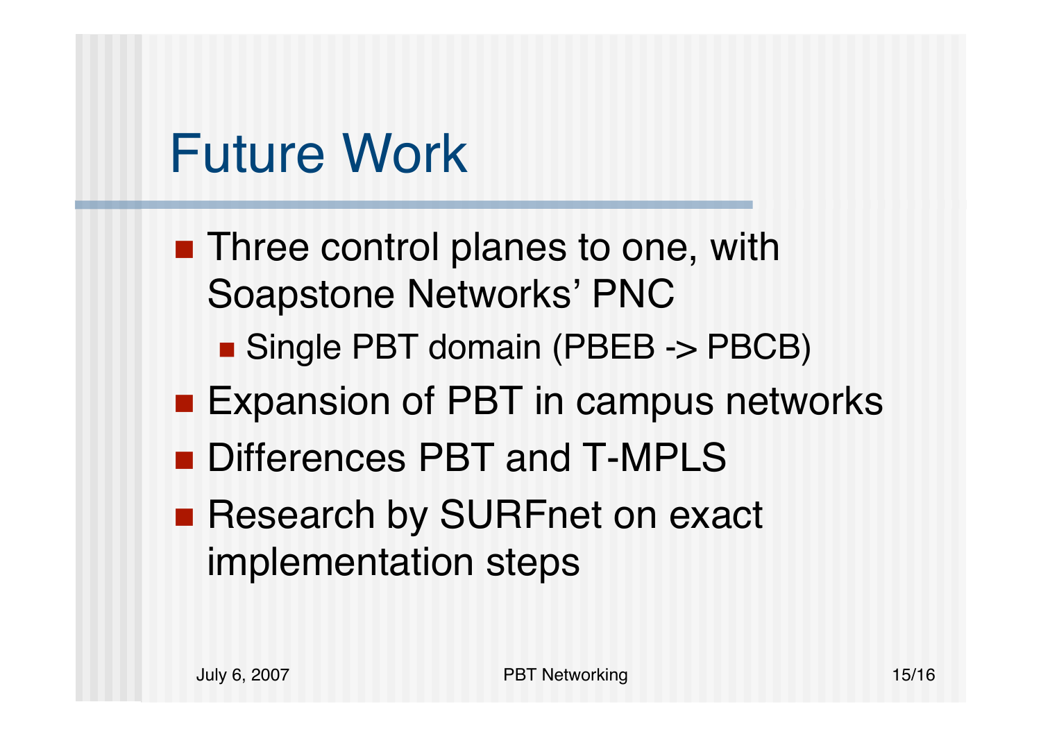# Future Work

- Three control planes to one, with Soapstone Networks' PNC
  - Single PBT domain (PBEB -> PBCB)
- Expansion of PBT in campus networks
- Differences PBT and T-MPLS
- Research by SURFnet on exact implementation steps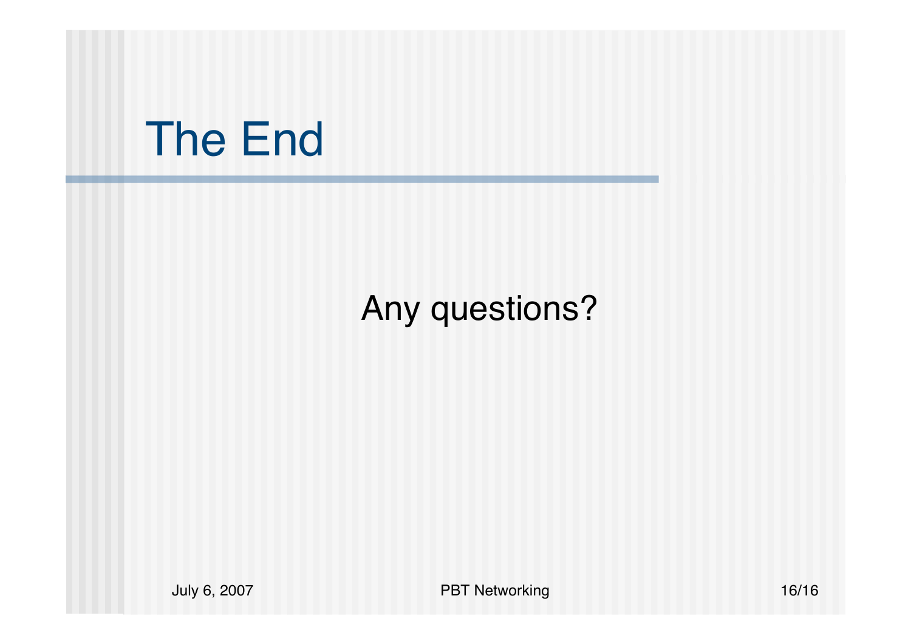# The End

Any questions?